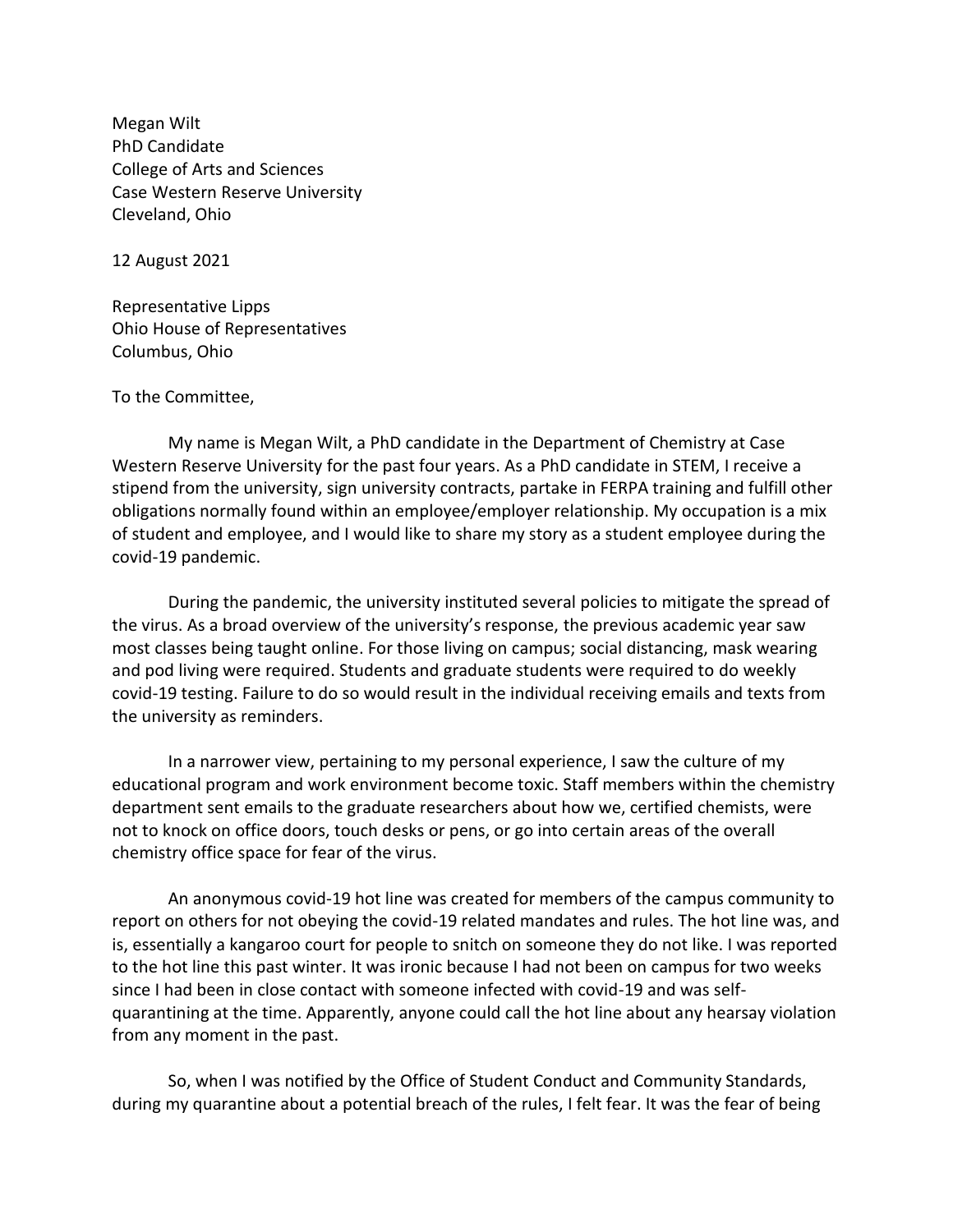Megan Wilt
PhD Candidate
College of Arts and Sciences
Case Western Reserve University
Cleveland, Ohio

12 August 2021

Representative Lipps
Ohio House of Representatives
Columbus, Ohio

To the Committee,

My name is Megan Wilt, a PhD candidate in the Department of Chemistry at Case Western Reserve University for the past four years. As a PhD candidate in STEM, I receive a stipend from the university, sign university contracts, partake in FERPA training and fulfill other obligations normally found within an employee/employer relationship. My occupation is a mix of student and employee, and I would like to share my story as a student employee during the covid-19 pandemic.

During the pandemic, the university instituted several policies to mitigate the spread of the virus. As a broad overview of the university's response, the previous academic year saw most classes being taught online. For those living on campus; social distancing, mask wearing and pod living were required. Students and graduate students were required to do weekly covid-19 testing. Failure to do so would result in the individual receiving emails and texts from the university as reminders.

In a narrower view, pertaining to my personal experience, I saw the culture of my educational program and work environment become toxic. Staff members within the chemistry department sent emails to the graduate researchers about how we, certified chemists, were not to knock on office doors, touch desks or pens, or go into certain areas of the overall chemistry office space for fear of the virus.

An anonymous covid-19 hot line was created for members of the campus community to report on others for not obeying the covid-19 related mandates and rules. The hot line was, and is, essentially a kangaroo court for people to snitch on someone they do not like. I was reported to the hot line this past winter. It was ironic because I had not been on campus for two weeks since I had been in close contact with someone infected with covid-19 and was self-quarantining at the time. Apparently, anyone could call the hot line about any hearsay violation from any moment in the past.

So, when I was notified by the Office of Student Conduct and Community Standards, during my quarantine about a potential breach of the rules, I felt fear. It was the fear of being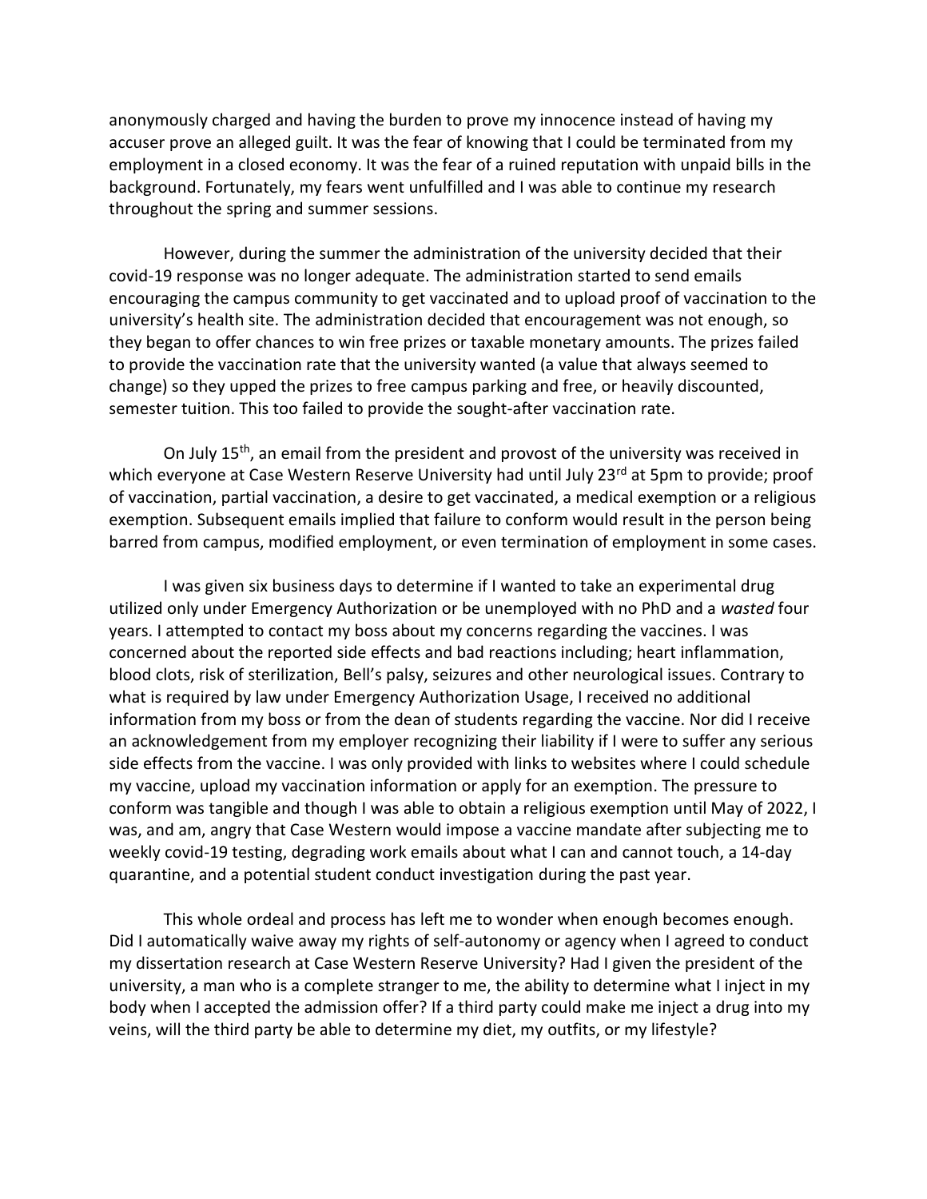anonymously charged and having the burden to prove my innocence instead of having my accuser prove an alleged guilt. It was the fear of knowing that I could be terminated from my employment in a closed economy. It was the fear of a ruined reputation with unpaid bills in the background. Fortunately, my fears went unfulfilled and I was able to continue my research throughout the spring and summer sessions.

However, during the summer the administration of the university decided that their covid-19 response was no longer adequate. The administration started to send emails encouraging the campus community to get vaccinated and to upload proof of vaccination to the university's health site. The administration decided that encouragement was not enough, so they began to offer chances to win free prizes or taxable monetary amounts. The prizes failed to provide the vaccination rate that the university wanted (a value that always seemed to change) so they upped the prizes to free campus parking and free, or heavily discounted, semester tuition. This too failed to provide the sought-after vaccination rate.

On July 15th, an email from the president and provost of the university was received in which everyone at Case Western Reserve University had until July 23rd at 5pm to provide; proof of vaccination, partial vaccination, a desire to get vaccinated, a medical exemption or a religious exemption. Subsequent emails implied that failure to conform would result in the person being barred from campus, modified employment, or even termination of employment in some cases.

I was given six business days to determine if I wanted to take an experimental drug utilized only under Emergency Authorization or be unemployed with no PhD and a *wasted* four years. I attempted to contact my boss about my concerns regarding the vaccines. I was concerned about the reported side effects and bad reactions including; heart inflammation, blood clots, risk of sterilization, Bell's palsy, seizures and other neurological issues. Contrary to what is required by law under Emergency Authorization Usage, I received no additional information from my boss or from the dean of students regarding the vaccine. Nor did I receive an acknowledgement from my employer recognizing their liability if I were to suffer any serious side effects from the vaccine. I was only provided with links to websites where I could schedule my vaccine, upload my vaccination information or apply for an exemption. The pressure to conform was tangible and though I was able to obtain a religious exemption until May of 2022, I was, and am, angry that Case Western would impose a vaccine mandate after subjecting me to weekly covid-19 testing, degrading work emails about what I can and cannot touch, a 14-day quarantine, and a potential student conduct investigation during the past year.

This whole ordeal and process has left me to wonder when enough becomes enough. Did I automatically waive away my rights of self-autonomy or agency when I agreed to conduct my dissertation research at Case Western Reserve University? Had I given the president of the university, a man who is a complete stranger to me, the ability to determine what I inject in my body when I accepted the admission offer? If a third party could make me inject a drug into my veins, will the third party be able to determine my diet, my outfits, or my lifestyle?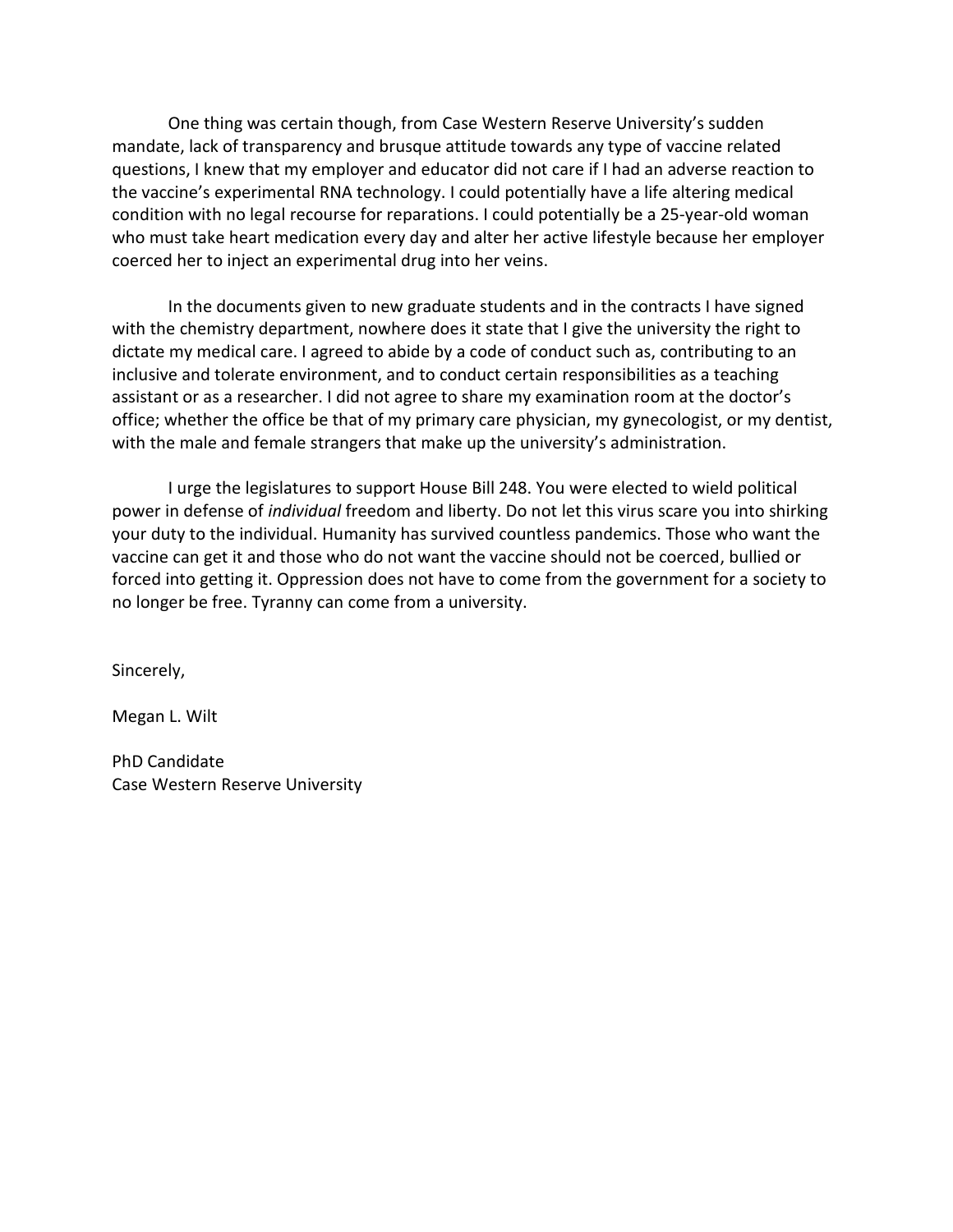One thing was certain though, from Case Western Reserve University's sudden mandate, lack of transparency and brusque attitude towards any type of vaccine related questions, I knew that my employer and educator did not care if I had an adverse reaction to the vaccine's experimental RNA technology. I could potentially have a life altering medical condition with no legal recourse for reparations. I could potentially be a 25-year-old woman who must take heart medication every day and alter her active lifestyle because her employer coerced her to inject an experimental drug into her veins.

In the documents given to new graduate students and in the contracts I have signed with the chemistry department, nowhere does it state that I give the university the right to dictate my medical care. I agreed to abide by a code of conduct such as, contributing to an inclusive and tolerate environment, and to conduct certain responsibilities as a teaching assistant or as a researcher. I did not agree to share my examination room at the doctor's office; whether the office be that of my primary care physician, my gynecologist, or my dentist, with the male and female strangers that make up the university's administration.

I urge the legislatures to support House Bill 248. You were elected to wield political power in defense of *individual* freedom and liberty. Do not let this virus scare you into shirking your duty to the individual. Humanity has survived countless pandemics. Those who want the vaccine can get it and those who do not want the vaccine should not be coerced, bullied or forced into getting it. Oppression does not have to come from the government for a society to no longer be free. Tyranny can come from a university.

Sincerely,

Megan L. Wilt

PhD Candidate
Case Western Reserve University